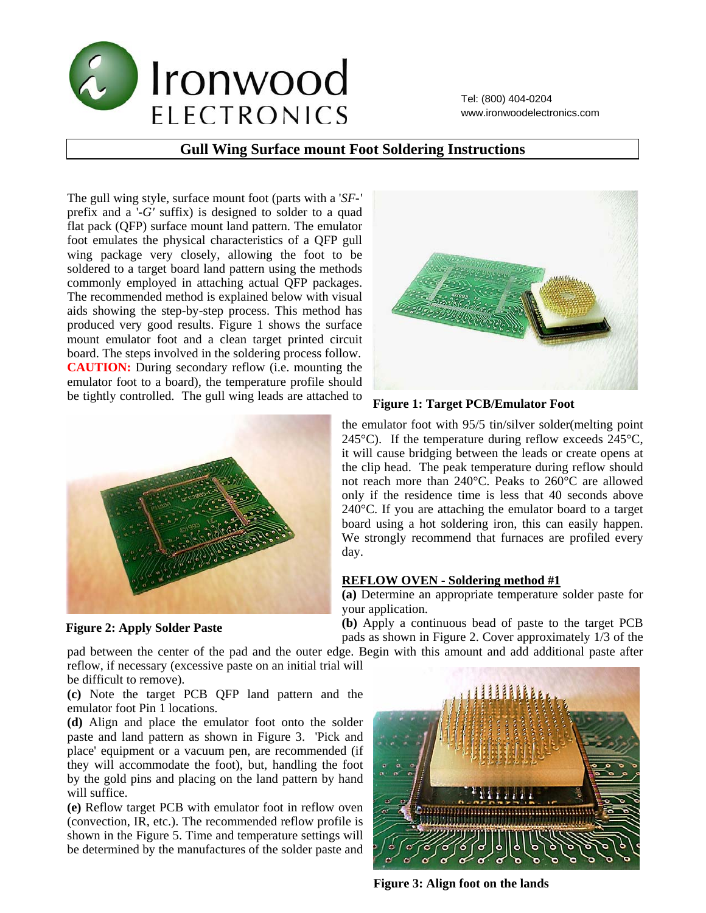# Gull Wing Surface mount Foot Soldering Instructions

The gull wing style, surface mount foot (parts with a '*SF-*' prefix and a '*-G*' suffix) is designed to solder to a quad flat pack (QFP) surface mount land pattern. The emulator foot emulates the physical characteristics of a QFP gull wing package very closely, allowing the foot to be soldered to a target board land pattern using the methods commonly employed in attaching actual QFP packages. The recommended method is explained below with visual aids showing the step-by-step process. This method has produced very good results. Figure 1 shows the surface mount emulator foot and a clean target printed circuit board. The steps involved in the soldering process follow. **CAUTION:** During secondary reflow (i.e. mounting the emulator foot to a board), the temperature profile should be tightly controlled. The gull wing leads are attached to the emulator foot with 95/5 tin/silver solder(melting point 245°C). If the temperature during reflow exceeds 245°C, it will cause bridging between the leads or create opens at the clip head. The peak temperature during reflow should not reach more than 240°C. Peaks to 260°C are allowed only if the residence time is less that 40 seconds above 240°C. If you are attaching the emulator board to a target board using a hot soldering iron, this can easily happen. We strongly recommend that furnaces are profiled every day.

**Figure 1: Target PCB/Emulator Foot**

**Figure 2: Apply Solder Paste**

## REFLOW OVEN - Soldering method #1

**(a)** Determine an appropriate temperature solder paste for your application.

**(b)** Apply a continuous bead of paste to the target PCB pads as shown in Figure 2. Cover approximately 1/3 of the pad between the center of the pad and the outer edge. Begin with this amount and add additional paste after reflow, if necessary (excessive paste on an initial trial will be difficult to remove).

**(c)** Note the target PCB QFP land pattern and the emulator foot Pin 1 locations.

**(d)** Align and place the emulator foot onto the solder paste and land pattern as shown in Figure 3. 'Pick and place' equipment or a vacuum pen, are recommended (if they will accommodate the foot), but, handling the foot by the gold pins and placing on the land pattern by hand will suffice.

**(e)** Reflow target PCB with emulator foot in reflow oven (convection, IR, etc.). The recommended reflow profile is shown in the Figure 5. Time and temperature settings will be determined by the manufactures of the solder paste and

**Figure 3: Align foot on the lands**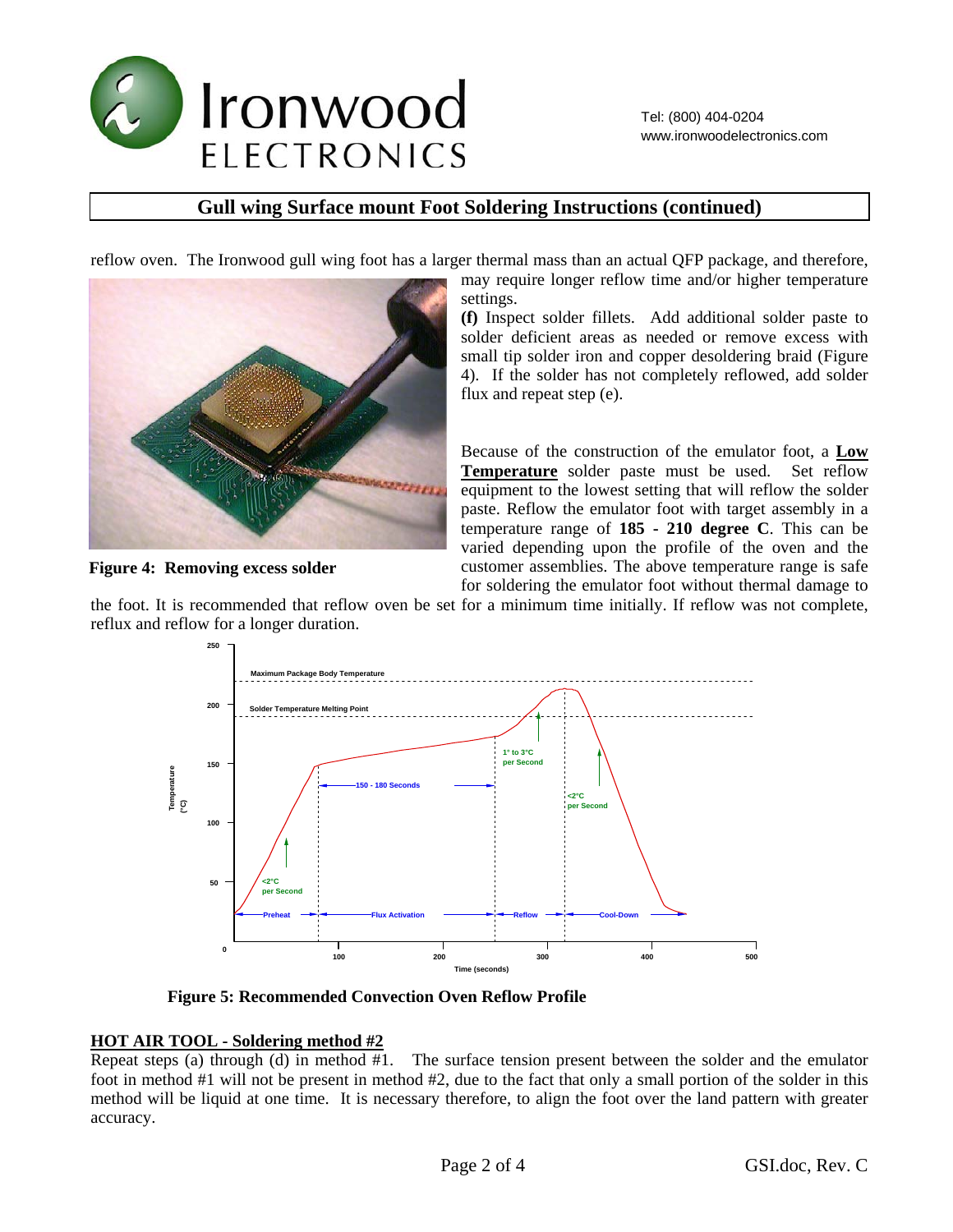## Gull wing Surface mount Foot Soldering Instructions (continued)

reflow oven. The Ironwood gull wing foot has a larger thermal mass than an actual QFP package, and therefore, may require longer reflow time and/or higher temperature settings.

**(f)** Inspect solder fillets. Add additional solder paste to solder deficient areas as needed or remove excess with small tip solder iron and copper desoldering braid (Figure 4). If the solder has not completely reflowed, add solder flux and repeat step (e).

**Figure 4: Removing excess solder**

Because of the construction of the emulator foot, a **Low Temperature** solder paste must be used. Set reflow equipment to the lowest setting that will reflow the solder paste. Reflow the emulator foot with target assembly in a temperature range of **185 - 210 degree C**. This can be varied depending upon the profile of the oven and the customer assemblies. The above temperature range is safe for soldering the emulator foot without thermal damage to the foot. It is recommended that reflow oven be set for a minimum time initially. If reflow was not complete, reflux and reflow for a longer duration.

**Figure 5: Recommended Convection Oven Reflow Profile**

### HOT AIR TOOL - Soldering method #2

Repeat steps (a) through (d) in method #1. The surface tension present between the solder and the emulator foot in method #1 will not be present in method #2, due to the fact that only a small portion of the solder in this method will be liquid at one time. It is necessary therefore, to align the foot over the land pattern with greater accuracy.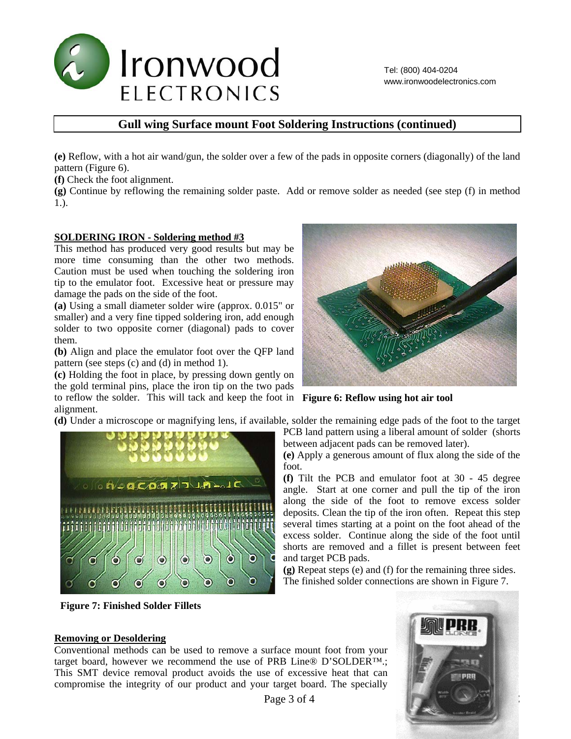## Gull wing Surface mount Foot Soldering Instructions (continued)

**(e)** Reflow, with a hot air wand/gun, the solder over a few of the pads in opposite corners (diagonally) of the land pattern (Figure 6).

**(f)** Check the foot alignment.

**(g)** Continue by reflowing the remaining solder paste. Add or remove solder as needed (see step (f) in method 1.).

### SOLDERING IRON - Soldering method #3

This method has produced very good results but may be more time consuming than the other two methods. Caution must be used when touching the soldering iron tip to the emulator foot. Excessive heat or pressure may damage the pads on the side of the foot.

**(a)** Using a small diameter solder wire (approx. 0.015" or smaller) and a very fine tipped soldering iron, add enough solder to two opposite corner (diagonal) pads to cover them.

**(b)** Align and place the emulator foot over the QFP land pattern (see steps (c) and (d) in method 1).

**(c)** Holding the foot in place, by pressing down gently on the gold terminal pins, place the iron tip on the two pads to reflow the solder. This will tack and keep the foot in alignment.

**Figure 6: Reflow using hot air tool**

**(d)** Under a microscope or magnifying lens, if available, solder the remaining edge pads of the foot to the target PCB land pattern using a liberal amount of solder (shorts between adjacent pads can be removed later).

**(e)** Apply a generous amount of flux along the side of the foot.

**(f)** Tilt the PCB and emulator foot at 30 - 45 degree angle. Start at one corner and pull the tip of the iron along the side of the foot to remove excess solder deposits. Clean the tip of the iron often. Repeat this step several times starting at a point on the foot ahead of the excess solder. Continue along the side of the foot until shorts are removed and a fillet is present between feet and target PCB pads.

**(g)** Repeat steps (e) and (f) for the remaining three sides. The finished solder connections are shown in Figure 7.

**Figure 7: Finished Solder Fillets**

### Removing or Desoldering

Conventional methods can be used to remove a surface mount foot from your target board, however we recommend the use of PRB Line® D'SOLDER™.; This SMT device removal product avoids the use of excessive heat that can compromise the integrity of our product and your target board. The specially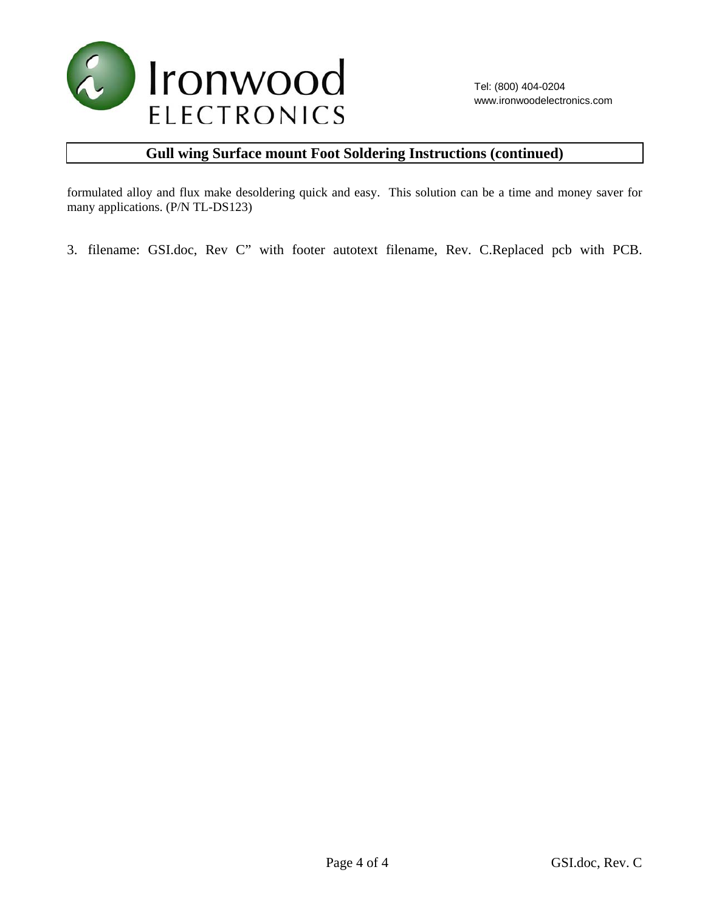## Gull wing Surface mount Foot Soldering Instructions (continued)

formulated alloy and flux make desoldering quick and easy. This solution can be a time and money saver for many applications. (P/N TL-DS123)

3. filename: GSI.doc, Rev C" with footer autotext filename, Rev. C.Replaced pcb with PCB.